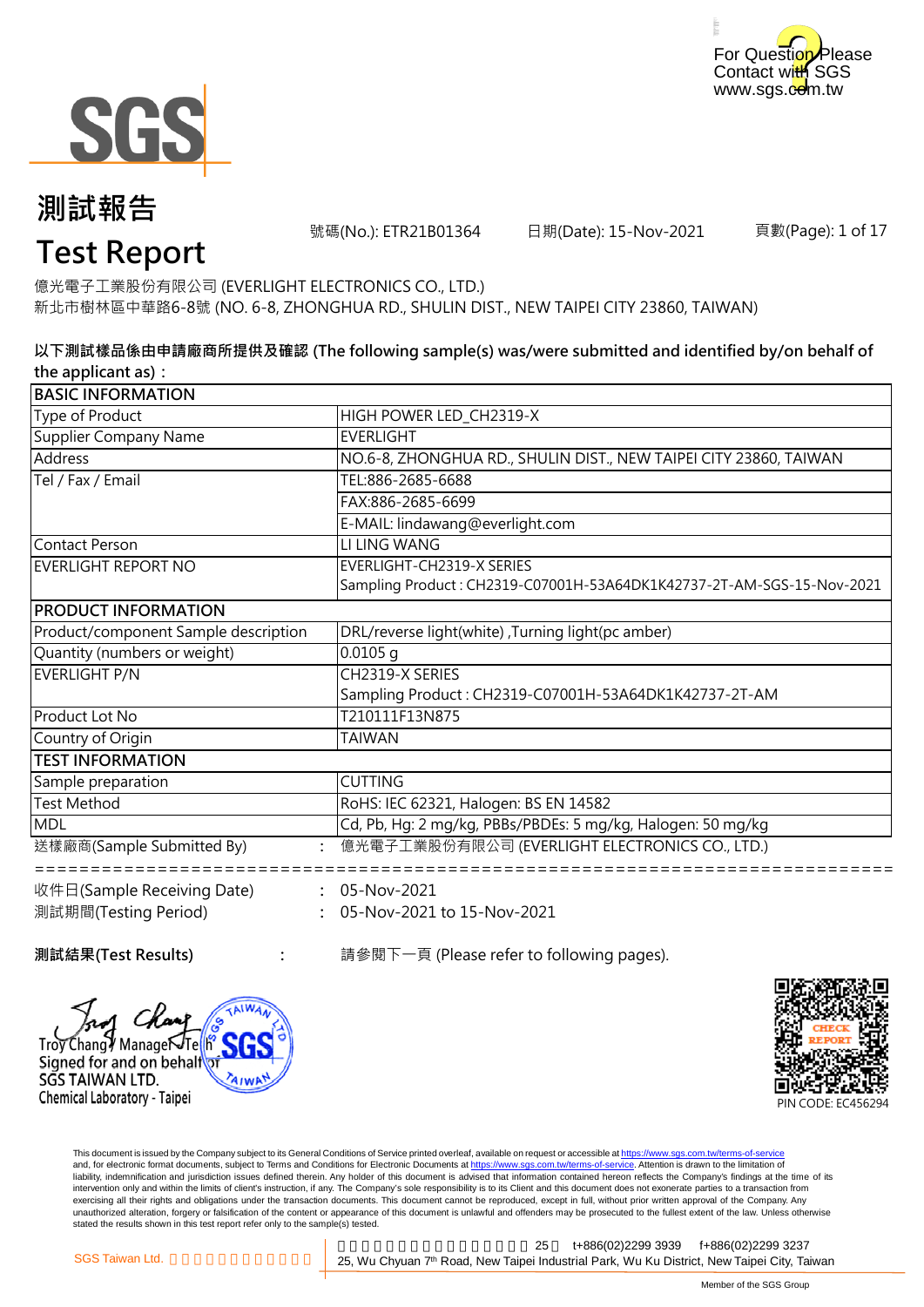For Question Please Contact with SGS
www.sgs.com.tw

# 測試報告

# Test Report

號碼(No.): ETR21B01364　　日期(Date): 15-Nov-2021　　頁數(Page): 1 of 17

億光電子工業股份有限公司 (EVERLIGHT ELECTRONICS CO., LTD.)
新北市樹林區中華路6-8號 (NO. 6-8, ZHONGHUA RD., SHULIN DIST., NEW TAIPEI CITY 23860, TAIWAN)

**以下測試樣品係由申請廠商所提供及確認 (The following sample(s) was/were submitted and identified by/on behalf of the applicant as)：**

| BASIC INFORMATION | |
|---|---|
| Type of Product | HIGH POWER LED_CH2319-X |
| Supplier Company Name | EVERLIGHT |
| Address | NO.6-8, ZHONGHUA RD., SHULIN DIST., NEW TAIPEI CITY 23860, TAIWAN |
| Tel / Fax / Email | TEL:886-2685-6688 |
| | FAX:886-2685-6699 |
| | E-MAIL: lindawang@everlight.com |
| Contact Person | LI LING WANG |
| EVERLIGHT REPORT NO | EVERLIGHT-CH2319-X SERIES<br>Sampling Product : CH2319-C07001H-53A64D1K42737-2T-AM-SGS-15-Nov-2021 |
| **PRODUCT INFORMATION** | |
| Product/component Sample description | DRL/reverse light(white) ,Turning light(pc amber) |
| Quantity (numbers or weight) | 0.0105 g |
| EVERLIGHT P/N | CH2319-X SERIES<br>Sampling Product : CH2319-C07001H-53A64DK1K42737-2T-AM |
| Product Lot No | T210111F13N875 |
| Country of Origin | TAIWAN |
| **TEST INFORMATION** | |
| Sample preparation | CUTTING |
| Test Method | RoHS: IEC 62321, Halogen: BS EN 14582 |
| MDL | Cd, Pb, Hg: 2 mg/kg, PBBs/PBDEs: 5 mg/kg, Halogen: 50 mg/kg |

送樣廠商(Sample Submitted By)　：　億光電子工業股份有限公司 (EVERLIGHT ELECTRONICS CO., LTD.)

收件日(Sample Receiving Date)　：　05-Nov-2021
測試期間(Testing Period)　：　05-Nov-2021 to 15-Nov-2021

**測試結果(Test Results)**　：　請參閱下一頁 (Please refer to following pages).

Troy Chang / Manager-Tech
Signed for and on behalf of
SGS TAIWAN LTD.
Chemical Laboratory - Taipei

CHECK REPORT
PIN CODE: EC456294

This document is issued by the Company subject to its General Conditions of Service printed overleaf, available on request or accessible at https://www.sgs.com.tw/terms-of-service and, for electronic format documents, subject to Terms and Conditions for Electronic Documents at https://www.sgs.com.tw/terms-of-service. Attention is drawn to the limitation of liability, indemnification and jurisdiction issues defined therein. Any holder of this document is advised that information contained hereon reflects the Company's findings at the time of its intervention only and within the limits of client's instruction, if any. The Company's sole responsibility is to its Client and this document does not exonerate parties to a transaction from exercising all their rights and obligations under the transaction documents. This document cannot be reproduced, except in full, without prior written approval of the Company. Any unauthorized alteration, forgery or falsification of the content or appearance of this document is unlawful and offenders may be prosecuted to the fullest extent of the law. Unless otherwise stated the results shown in this test report refer only to the sample(s) tested.

SGS Taiwan Ltd.　25　t+886(02)2299 3939　f+886(02)2299 3237
25, Wu Chyuan 7th Road, New Taipei Industrial Park, Wu Ku District, New Taipei City, Taiwan

Member of the SGS Group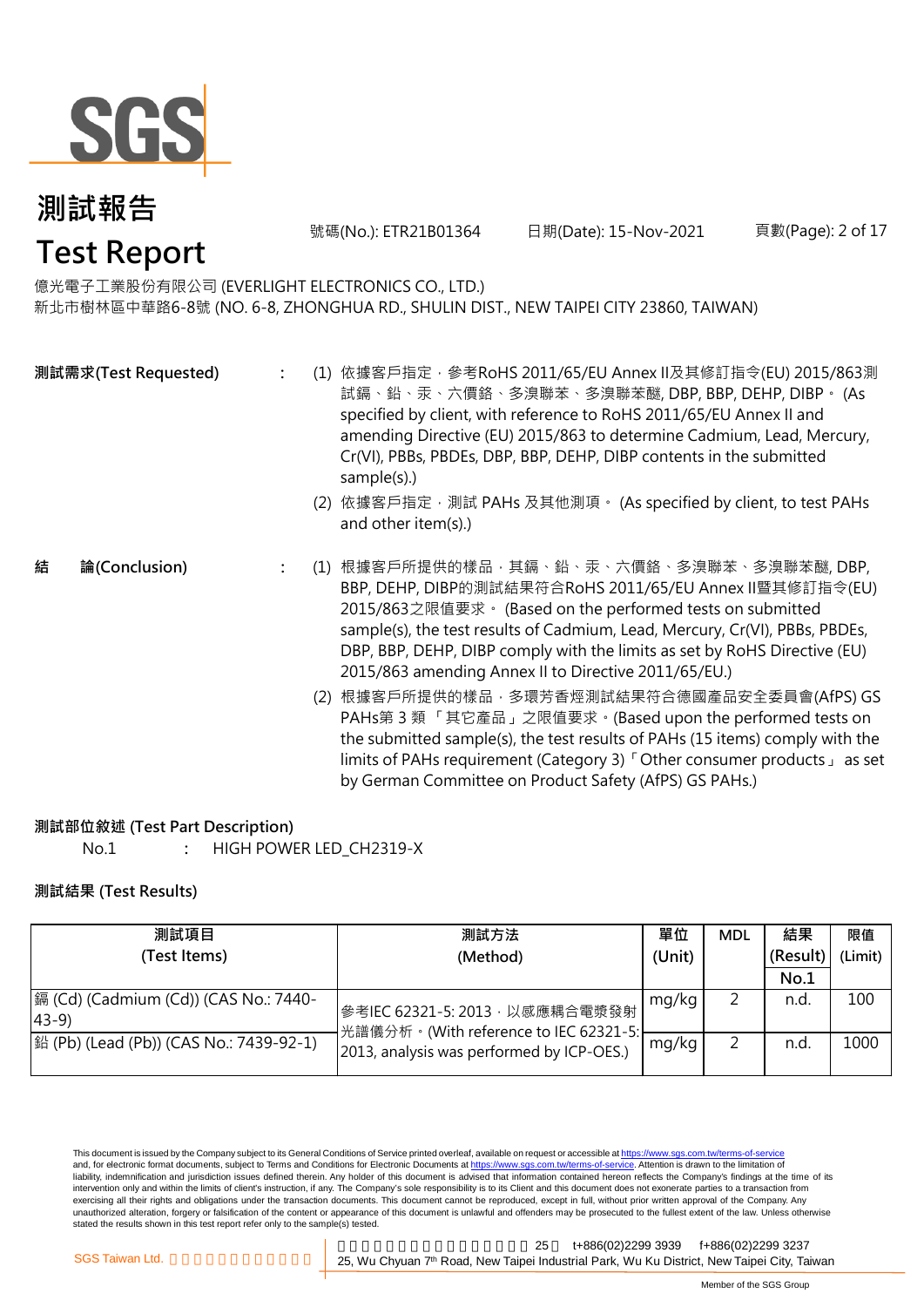# 測試報告
# Test Report

號碼(No.): ETR21B01364　　日期(Date): 15-Nov-2021

億光電子工業股份有限公司 (EVERLIGHT ELECTRONICS CO., LTD.)
新北市樹林區中華路6-8號 (NO. 6-8, ZHONGHUA RD., SHULIN DIST., NEW TAIPEI CITY 23860, TAIWAN)

**測試需求(Test Requested)** :

(1) 依據客戶指定，參考RoHS 2011/65/EU Annex II及其修訂指令(EU) 2015/863測試鎘、鉛、汞、六價鉻、多溴聯苯、多溴聯苯醚, DBP, BBP, DEHP, DIBP。 (As specified by client, with reference to RoHS 2011/65/EU Annex II and amending Directive (EU) 2015/863 to determine Cadmium, Lead, Mercury, Cr(VI), PBBs, PBDEs, DBP, BBP, DEHP, DIBP contents in the submitted sample(s).)

(2) 依據客戶指定，測試 PAHs 及其他測項。 (As specified by client, to test PAHs and other item(s).)

**結　論(Conclusion)** :

(1) 根據客戶所提供的樣品，其鎘、鉛、汞、六價鉻、多溴聯苯、多溴聯苯醚, DBP, BBP, DEHP, DIBP的測試結果符合RoHS 2011/65/EU Annex II暨其修訂指令(EU) 2015/863之限值要求。 (Based on the performed tests on submitted sample(s), the test results of Cadmium, Lead, Mercury, Cr(VI), PBBs, PBDEs, DBP, BBP, DEHP, DIBP comply with the limits as set by RoHS Directive (EU) 2015/863 amending Annex II to Directive 2011/65/EU.)

(2) 根據客戶所提供的樣品，多環芳香烴測試結果符合德國產品安全委員會(AfPS) GS PAHs第 3 類 「其它產品」之限值要求。(Based upon the performed tests on the submitted sample(s), the test results of PAHs (15 items) comply with the limits of PAHs requirement (Category 3)「Other consumer products」 as set by German Committee on Product Safety (AfPS) GS PAHs.)

**測試部位敘述 (Test Part Description)**

No.1　:　HIGH POWER LED_CH2319-X

**測試結果 (Test Results)**

| 測試項目 (Test Items) | 測試方法 (Method) | 單位 (Unit) | MDL | 結果 (Result) No.1 | 限值 (Limit) |
|---|---|---|---|---|---|
| 鎘 (Cd) (Cadmium (Cd)) (CAS No.: 7440-43-9) | 參考IEC 62321-5: 2013，以感應耦合電漿發射光譜儀分析。(With reference to IEC 62321-5: 2013, analysis was performed by ICP-OES.) | mg/kg | 2 | n.d. | 100 |
| 鉛 (Pb) (Lead (Pb)) (CAS No.: 7439-92-1) | | mg/kg | 2 | n.d. | 1000 |

This document is issued by the Company subject to its General Conditions of Service printed overleaf, available on request or accessible at https://www.sgs.com.tw/terms-of-service and, for electronic format documents, subject to Terms and Conditions for Electronic Documents at https://www.sgs.com.tw/terms-of-service. Attention is drawn to the limitation of liability, indemnification and jurisdiction issues defined therein. Any holder of this document is advised that information contained hereon reflects the Company's findings at the time of its intervention only and within the limits of client's instruction, if any. The Company's sole responsibility is to its Client and this document does not exonerate parties to a transaction from exercising all their rights and obligations under the transaction documents. This document cannot be reproduced, except in full, without prior written approval of the Company. Any unauthorized alteration, forgery or falsification of the content or appearance of this document is unlawful and offenders may be prosecuted to the fullest extent of the law. Unless otherwise stated the results shown in this test report refer only to the sample(s) tested.

SGS Taiwan Ltd. | 25, Wu Chyuan 7th Road, New Taipei Industrial Park, Wu Ku District, New Taipei City, Taiwan | t+886(02)2299 3939 f+886(02)2299 3237

Member of the SGS Group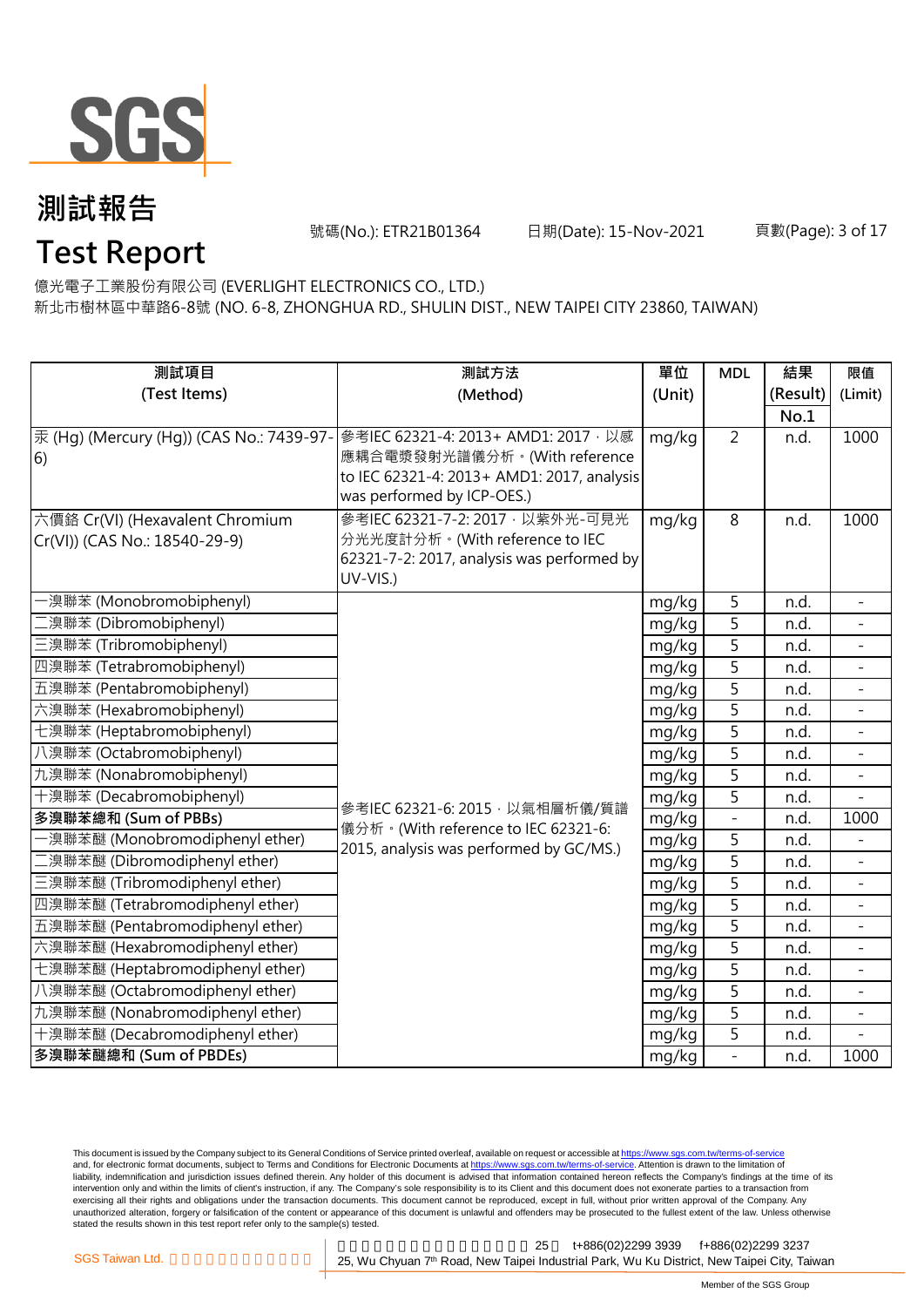# 測試報告

# Test Report

號碼(No.): ETR21B01364　　日期(Date): 15-Nov-2021

億光電子工業股份有限公司 (EVERLIGHT ELECTRONICS CO., LTD.)

新北市樹林區中華路6-8號 (NO. 6-8, ZHONGHUA RD., SHULIN DIST., NEW TAIPEI CITY 23860, TAIWAN)

| 測試項目 (Test Items) | 測試方法 (Method) | 單位 (Unit) | MDL | 結果 (Result) No.1 | 限值 (Limit) |
|---|---|---|---|---|---|
| 汞 (Hg) (Mercury (Hg)) (CAS No.: 7439-97-6) | 參考IEC 62321-4: 2013+ AMD1: 2017，以感應耦合電漿發射光譜儀分析。(With reference to IEC 62321-4: 2013+ AMD1: 2017, analysis was performed by ICP-OES.) | mg/kg | 2 | n.d. | 1000 |
| 六價鉻 Cr(VI) (Hexavalent Chromium Cr(VI)) (CAS No.: 18540-29-9) | 參考IEC 62321-7-2: 2017，以紫外光-可見光分光光度計分析。(With reference to IEC 62321-7-2: 2017, analysis was performed by UV-VIS.) | mg/kg | 8 | n.d. | 1000 |
| 一溴聯苯 (Monobromobiphenyl) | 參考IEC 62321-6: 2015，以氣相層析儀/質譜儀分析。(With reference to IEC 62321-6: 2015, analysis was performed by GC/MS.) | mg/kg | 5 | n.d. | - |
| 二溴聯苯 (Dibromobiphenyl) | | mg/kg | 5 | n.d. | - |
| 三溴聯苯 (Tribromobiphenyl) | | mg/kg | 5 | n.d. | - |
| 四溴聯苯 (Tetrabromobiphenyl) | | mg/kg | 5 | n.d. | - |
| 五溴聯苯 (Pentabromobiphenyl) | | mg/kg | 5 | n.d. | - |
| 六溴聯苯 (Hexabromobiphenyl) | | mg/kg | 5 | n.d. | - |
| 七溴聯苯 (Heptabromobiphenyl) | | mg/kg | 5 | n.d. | - |
| 八溴聯苯 (Octabromobiphenyl) | | mg/kg | 5 | n.d. | - |
| 九溴聯苯 (Nonabromobiphenyl) | | mg/kg | 5 | n.d. | - |
| 十溴聯苯 (Decabromobiphenyl) | | mg/kg | 5 | n.d. | - |
| **多溴聯苯總和 (Sum of PBBs)** | | mg/kg | - | n.d. | 1000 |
| 一溴聯苯醚 (Monobromodiphenyl ether) | | mg/kg | 5 | n.d. | - |
| 二溴聯苯醚 (Dibromodiphenyl ether) | | mg/kg | 5 | n.d. | - |
| 三溴聯苯醚 (Tribromodiphenyl ether) | | mg/kg | 5 | n.d. | - |
| 四溴聯苯醚 (Tetrabromodiphenyl ether) | | mg/kg | 5 | n.d. | - |
| 五溴聯苯醚 (Pentabromodiphenyl ether) | | mg/kg | 5 | n.d. | - |
| 六溴聯苯醚 (Hexabromodiphenyl ether) | | mg/kg | 5 | n.d. | - |
| 七溴聯苯醚 (Heptabromodiphenyl ether) | | mg/kg | 5 | n.d. | - |
| 八溴聯苯醚 (Octabromodiphenyl ether) | | mg/kg | 5 | n.d. | - |
| 九溴聯苯醚 (Nonabromodiphenyl ether) | | mg/kg | 5 | n.d. | - |
| 十溴聯苯醚 (Decabromodiphenyl ether) | | mg/kg | 5 | n.d. | - |
| **多溴聯苯醚總和 (Sum of PBDEs)** | | mg/kg | - | n.d. | 1000 |

This document is issued by the Company subject to its General Conditions of Service printed overleaf, available on request or accessible at https://www.sgs.com.tw/terms-of-service and, for electronic format documents, subject to Terms and Conditions for Electronic Documents at https://www.sgs.com.tw/terms-of-service. Attention is drawn to the limitation of liability, indemnification and jurisdiction issues defined therein. Any holder of this document is advised that information contained hereon reflects the Company's findings at the time of its intervention only and within the limits of client's instruction, if any. The Company's sole responsibility is to its Client and this document does not exonerate parties to a transaction from exercising all their rights and obligations under the transaction documents. This document cannot be reproduced, except in full, without prior written approval of the Company. Any unauthorized alteration, forgery or falsification of the content or appearance of this document is unlawful and offenders may be prosecuted to the fullest extent of the law. Unless otherwise stated the results shown in this test report refer only to the sample(s) tested.

SGS Taiwan Ltd. 25, Wu Chyuan 7th Road, New Taipei Industrial Park, Wu Ku District, New Taipei City, Taiwan t+886(02)2299 3939 f+886(02)2299 3237

Member of the SGS Group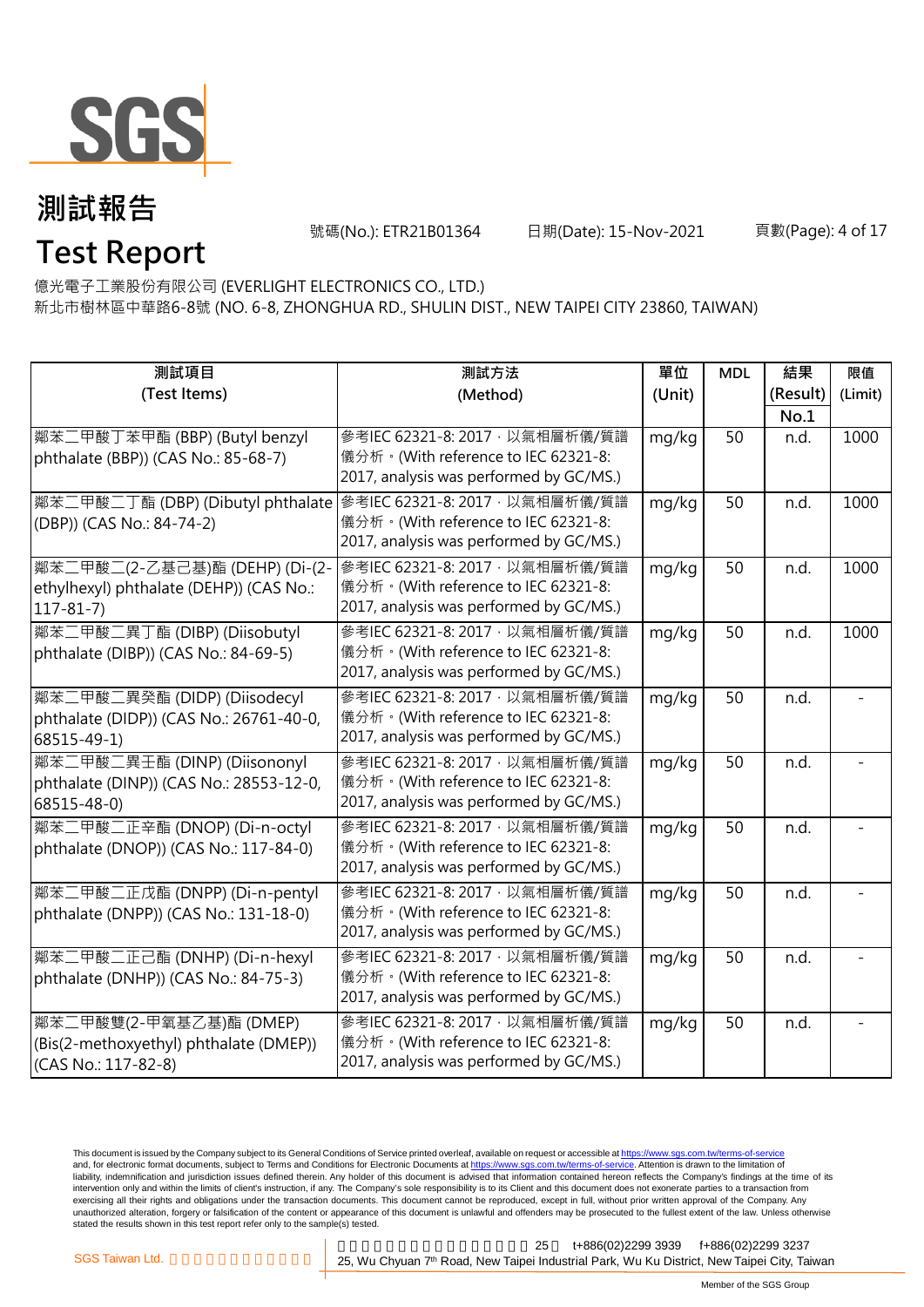# 測試報告

# Test Report

號碼(No.): ETR21B01364 日期(Date): 15-Nov-2021

億光電子工業股份有限公司 (EVERLIGHT ELECTRONICS CO., LTD.)
新北市樹林區中華路6-8號 (NO. 6-8, ZHONGHUA RD., SHULIN DIST., NEW TAIPEI CITY 23860, TAIWAN)

| 測試項目 (Test Items) | 測試方法 (Method) | 單位 (Unit) | MDL | 結果 (Result) No.1 | 限值 (Limit) |
|---|---|---|---|---|---|
| 鄰苯二甲酸丁苯甲酯 (BBP) (Butyl benzyl phthalate (BBP)) (CAS No.: 85-68-7) | 參考IEC 62321-8: 2017，以氣相層析儀/質譜儀分析。(With reference to IEC 62321-8: 2017, analysis was performed by GC/MS.) | mg/kg | 50 | n.d. | 1000 |
| 鄰苯二甲酸二丁酯 (DBP) (Dibutyl phthalate (DBP)) (CAS No.: 84-74-2) | 參考IEC 62321-8: 2017，以氣相層析儀/質譜儀分析。(With reference to IEC 62321-8: 2017, analysis was performed by GC/MS.) | mg/kg | 50 | n.d. | 1000 |
| 鄰苯二甲酸二(2-乙基己基)酯 (DEHP) (Di-(2-ethylhexyl) phthalate (DEHP)) (CAS No.: 117-81-7) | 參考IEC 62321-8: 2017，以氣相層析儀/質譜儀分析。(With reference to IEC 62321-8: 2017, analysis was performed by GC/MS.) | mg/kg | 50 | n.d. | 1000 |
| 鄰苯二甲酸二異丁酯 (DIBP) (Diisobutyl phthalate (DIBP)) (CAS No.: 84-69-5) | 參考IEC 62321-8: 2017，以氣相層析儀/質譜儀分析。(With reference to IEC 62321-8: 2017, analysis was performed by GC/MS.) | mg/kg | 50 | n.d. | 1000 |
| 鄰苯二甲酸二異癸酯 (DIDP) (Diisodecyl phthalate (DIDP)) (CAS No.: 26761-40-0, 68515-49-1) | 參考IEC 62321-8: 2017，以氣相層析儀/質譜儀分析。(With reference to IEC 62321-8: 2017, analysis was performed by GC/MS.) | mg/kg | 50 | n.d. | - |
| 鄰苯二甲酸二異壬酯 (DINP) (Diisononyl phthalate (DINP)) (CAS No.: 28553-12-0, 68515-48-0) | 參考IEC 62321-8: 2017，以氣相層析儀/質譜儀分析。(With reference to IEC 62321-8: 2017, analysis was performed by GC/MS.) | mg/kg | 50 | n.d. | - |
| 鄰苯二甲酸二正辛酯 (DNOP) (Di-n-octyl phthalate (DNOP)) (CAS No.: 117-84-0) | 參考IEC 62321-8: 2017，以氣相層析儀/質譜儀分析。(With reference to IEC 62321-8: 2017, analysis was performed by GC/MS.) | mg/kg | 50 | n.d. | - |
| 鄰苯二甲酸二正戊酯 (DNPP) (Di-n-pentyl phthalate (DNPP)) (CAS No.: 131-18-0) | 參考IEC 62321-8: 2017，以氣相層析儀/質譜儀分析。(With reference to IEC 62321-8: 2017, analysis was performed by GC/MS.) | mg/kg | 50 | n.d. | - |
| 鄰苯二甲酸二正己酯 (DNHP) (Di-n-hexyl phthalate (DNHP)) (CAS No.: 84-75-3) | 參考IEC 62321-8: 2017，以氣相層析儀/質譜儀分析。(With reference to IEC 62321-8: 2017, analysis was performed by GC/MS.) | mg/kg | 50 | n.d. | - |
| 鄰苯二甲酸雙(2-甲氧基乙基)酯 (DMEP) (Bis(2-methoxyethyl) phthalate (DMEP)) (CAS No.: 117-82-8) | 參考IEC 62321-8: 2017，以氣相層析儀/質譜儀分析。(With reference to IEC 62321-8: 2017, analysis was performed by GC/MS.) | mg/kg | 50 | n.d. | - |

This document is issued by the Company subject to its General Conditions of Service printed overleaf, available on request or accessible at https://www.sgs.com.tw/terms-of-service and, for electronic format documents, subject to Terms and Conditions for Electronic Documents at https://www.sgs.com.tw/terms-of-service. Attention is drawn to the limitation of liability, indemnification and jurisdiction issues defined therein. Any holder of this document is advised that information contained hereon reflects the Company's findings at the time of its intervention only and within the limits of client's instruction, if any. The Company's sole responsibility is to its Client and this document does not exonerate parties to a transaction from exercising all their rights and obligations under the transaction documents. This document cannot be reproduced, except in full, without prior written approval of the Company. Any unauthorized alteration, forgery or falsification of the content or appearance of this document is unlawful and offenders may be prosecuted to the fullest extent of the law. Unless otherwise stated the results shown in this test report refer only to the sample(s) tested.

SGS Taiwan Ltd. | 25 t+886(02)2299 3939 f+886(02)2299 3237
25, Wu Chyuan 7th Road, New Taipei Industrial Park, Wu Ku District, New Taipei City, Taiwan

Member of the SGS Group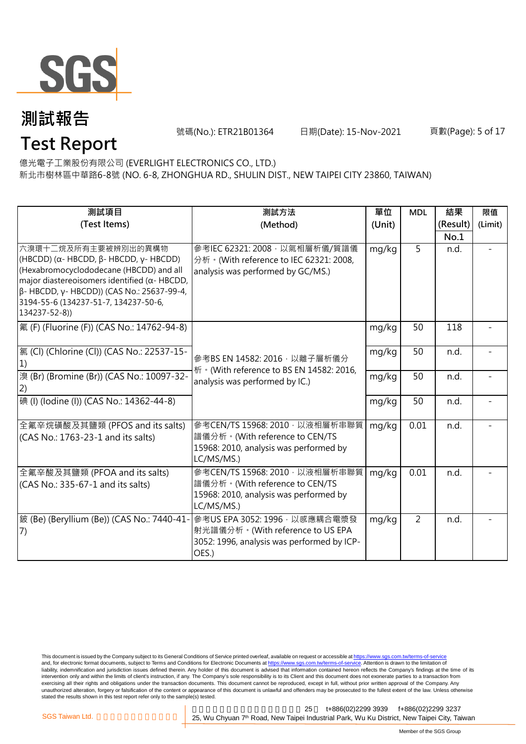# 測試報告

# Test Report

號碼(No.): ETR21B01364　　日期(Date): 15-Nov-2021

億光電子工業股份有限公司 (EVERLIGHT ELECTRONICS CO., LTD.)
新北市樹林區中華路6-8號 (NO. 6-8, ZHONGHUA RD., SHULIN DIST., NEW TAIPEI CITY 23860, TAIWAN)

| 測試項目 (Test Items) | 測試方法 (Method) | 單位 (Unit) | MDL | 結果 (Result) No.1 | 限值 (Limit) |
|---|---|---|---|---|---|
| 六溴環十二烷及所有主要被辨別出的異構物 (HBCDD) (α- HBCDD, β- HBCDD, γ- HBCDD) (Hexabromocyclododecane (HBCDD) and all major diastereoisomers identified (α- HBCDD, β- HBCDD, γ- HBCDD)) (CAS No.: 25637-99-4, 3194-55-6 (134237-51-7, 134237-50-6, 134237-52-8)) | 參考IEC 62321: 2008，以氣相層析儀/質譜儀分析。(With reference to IEC 62321: 2008, analysis was performed by GC/MS.) | mg/kg | 5 | n.d. | - |
| 氟 (F) (Fluorine (F)) (CAS No.: 14762-94-8) | 參考BS EN 14582: 2016，以離子層析儀分析。(With reference to BS EN 14582: 2016, analysis was performed by IC.) | mg/kg | 50 | 118 | - |
| 氯 (Cl) (Chlorine (Cl)) (CAS No.: 22537-15-1) | | mg/kg | 50 | n.d. | - |
| 溴 (Br) (Bromine (Br)) (CAS No.: 10097-32-2) | | mg/kg | 50 | n.d. | - |
| 碘 (I) (Iodine (I)) (CAS No.: 14362-44-8) | | mg/kg | 50 | n.d. | - |
| 全氟辛烷磺酸及其鹽類 (PFOS and its salts) (CAS No.: 1763-23-1 and its salts) | 參考CEN/TS 15968: 2010，以液相層析串聯質譜儀分析。(With reference to CEN/TS 15968: 2010, analysis was performed by LC/MS/MS.) | mg/kg | 0.01 | n.d. | - |
| 全氟辛酸及其鹽類 (PFOA and its salts) (CAS No.: 335-67-1 and its salts) | 參考CEN/TS 15968: 2010，以液相層析串聯質譜儀分析。(With reference to CEN/TS 15968: 2010, analysis was performed by LC/MS/MS.) | mg/kg | 0.01 | n.d. | - |
| 鈹 (Be) (Beryllium (Be)) (CAS No.: 7440-41-7) | 參考US EPA 3052: 1996，以感應耦合電漿發射光譜儀分析。(With reference to US EPA 3052: 1996, analysis was performed by ICP-OES.) | mg/kg | 2 | n.d. | - |

This document is issued by the Company subject to its General Conditions of Service printed overleaf, available on request or accessible at https://www.sgs.com.tw/terms-of-service and, for electronic format documents, subject to Terms and Conditions for Electronic Documents at https://www.sgs.com.tw/terms-of-service. Attention is drawn to the limitation of liability, indemnification and jurisdiction issues defined therein. Any holder of this document is advised that information contained hereon reflects the Company's findings at the time of its intervention only and within the limits of client's instruction, if any. The Company's sole responsibility is to its Client and this document does not exonerate parties to a transaction from exercising all their rights and obligations under the transaction documents. This document cannot be reproduced, except in full, without prior written approval of the Company. Any unauthorized alteration, forgery or falsification of the content or appearance of this document is unlawful and offenders may be prosecuted to the fullest extent of the law. Unless otherwise stated the results shown in this test report refer only to the sample(s) tested.

SGS Taiwan Ltd. 25, Wu Chyuan 7th Road, New Taipei Industrial Park, Wu Ku District, New Taipei City, Taiwan t+886(02)2299 3939 f+886(02)2299 3237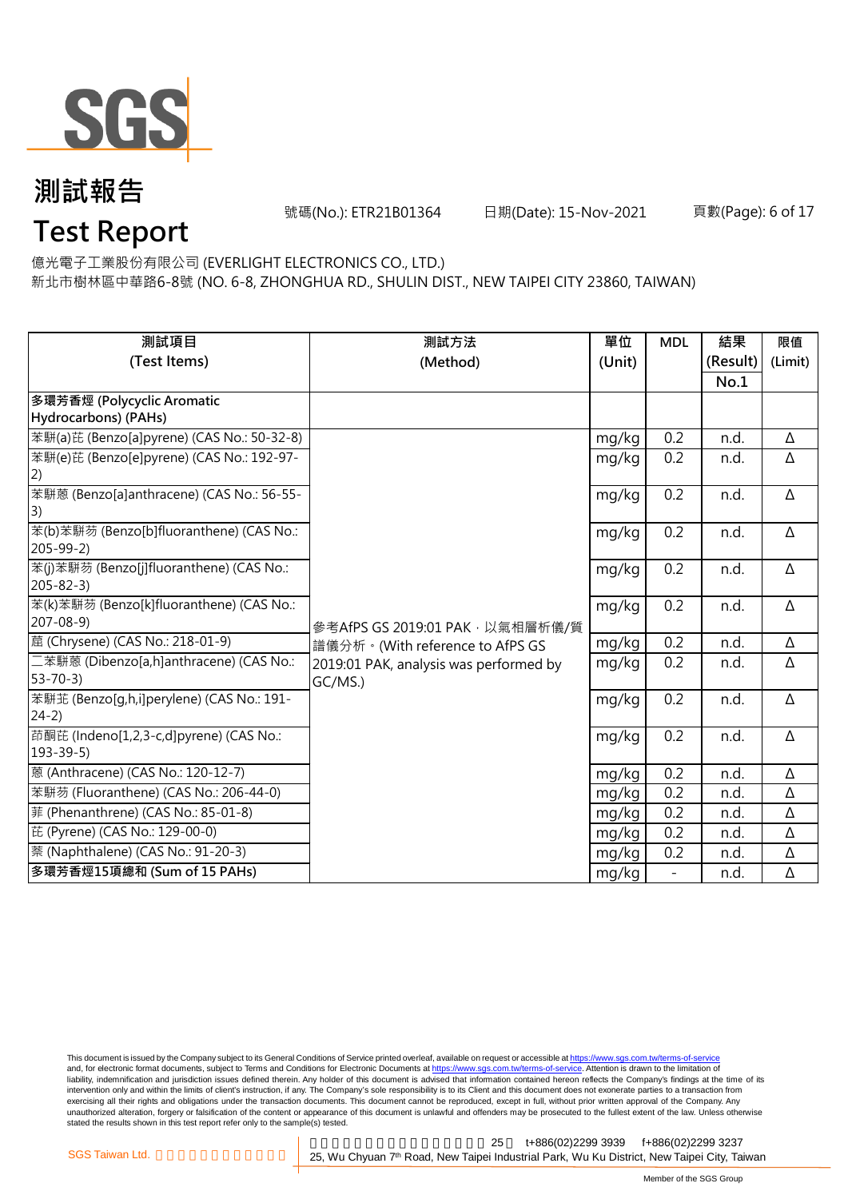# 測試報告

# Test Report

號碼(No.): ETR21B01364　　日期(Date): 15-Nov-2021

億光電子工業股份有限公司 (EVERLIGHT ELECTRONICS CO., LTD.)
新北市樹林區中華路6-8號 (NO. 6-8, ZHONGHUA RD., SHULIN DIST., NEW TAIPEI CITY 23860, TAIWAN)

| 測試項目 (Test Items) | 測試方法 (Method) | 單位 (Unit) | MDL | 結果 (Result) No.1 | 限值 (Limit) |
|---|---|---|---|---|---|
| **多環芳香烴 (Polycyclic Aromatic Hydrocarbons) (PAHs)** | | | | | |
| 苯駢(a)芘 (Benzo[a]pyrene) (CAS No.: 50-32-8) | 參考AfPS GS 2019:01 PAK，以氣相層析儀/質譜儀分析。(With reference to AfPS GS 2019:01 PAK, analysis was performed by GC/MS.) | mg/kg | 0.2 | n.d. | Δ |
| 苯駢(e)芘 (Benzo[e]pyrene) (CAS No.: 192-97-2) | | mg/kg | 0.2 | n.d. | Δ |
| 苯駢蒽 (Benzo[a]anthracene) (CAS No.: 56-55-3) | | mg/kg | 0.2 | n.d. | Δ |
| 苯(b)苯駢芴 (Benzo[b]fluoranthene) (CAS No.: 205-99-2) | | mg/kg | 0.2 | n.d. | Δ |
| 苯(j)苯駢芴 (Benzo[j]fluoranthene) (CAS No.: 205-82-3) | | mg/kg | 0.2 | n.d. | Δ |
| 苯(k)苯駢芴 (Benzo[k]fluoranthene) (CAS No.: 207-08-9) | | mg/kg | 0.2 | n.d. | Δ |
| 䓛 (Chrysene) (CAS No.: 218-01-9) | | mg/kg | 0.2 | n.d. | Δ |
| 二苯駢蒽 (Dibenzo[a,h]anthracene) (CAS No.: 53-70-3) | | mg/kg | 0.2 | n.d. | Δ |
| 苯駢苝 (Benzo[g,h,i]perylene) (CAS No.: 191-24-2) | | mg/kg | 0.2 | n.d. | Δ |
| 茚酮芘 (Indeno[1,2,3-c,d]pyrene) (CAS No.: 193-39-5) | | mg/kg | 0.2 | n.d. | Δ |
| 蒽 (Anthracene) (CAS No.: 120-12-7) | | mg/kg | 0.2 | n.d. | Δ |
| 苯駢芴 (Fluoranthene) (CAS No.: 206-44-0) | | mg/kg | 0.2 | n.d. | Δ |
| 菲 (Phenanthrene) (CAS No.: 85-01-8) | | mg/kg | 0.2 | n.d. | Δ |
| 芘 (Pyrene) (CAS No.: 129-00-0) | | mg/kg | 0.2 | n.d. | Δ |
| 萘 (Naphthalene) (CAS No.: 91-20-3) | | mg/kg | 0.2 | n.d. | Δ |
| **多環芳香烴15項總和 (Sum of 15 PAHs)** | | mg/kg | - | n.d. | Δ |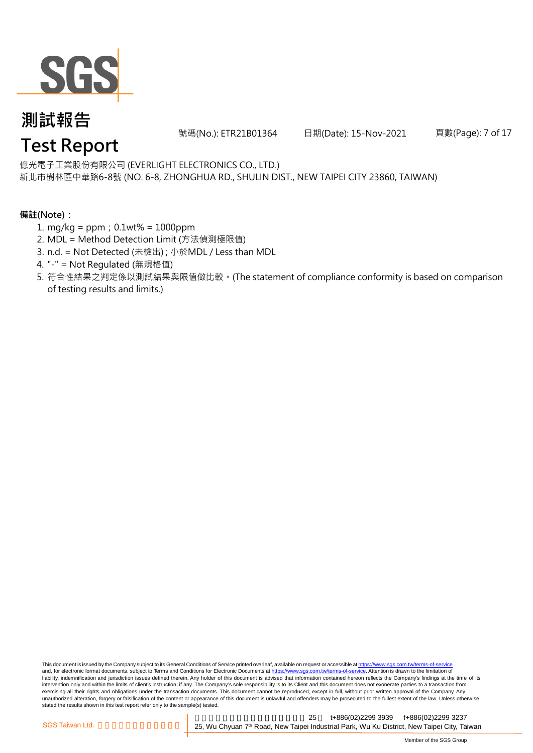億光電子工業股份有限公司 (EVERLIGHT ELECTRONICS CO., LTD.)
新北市樹林區中華路6-8號 (NO. 6-8, ZHONGHUA RD., SHULIN DIST., NEW TAIPEI CITY 23860, TAIWAN)

**備註(Note)：**

1. mg/kg = ppm；0.1wt% = 1000ppm
2. MDL = Method Detection Limit (方法偵測極限值)
3. n.d. = Not Detected (未檢出) ; 小於MDL / Less than MDL
4. "-" = Not Regulated (無規格值)
5. 符合性結果之判定係以測試結果與限值做比較。(The statement of compliance conformity is based on comparison of testing results and limits.)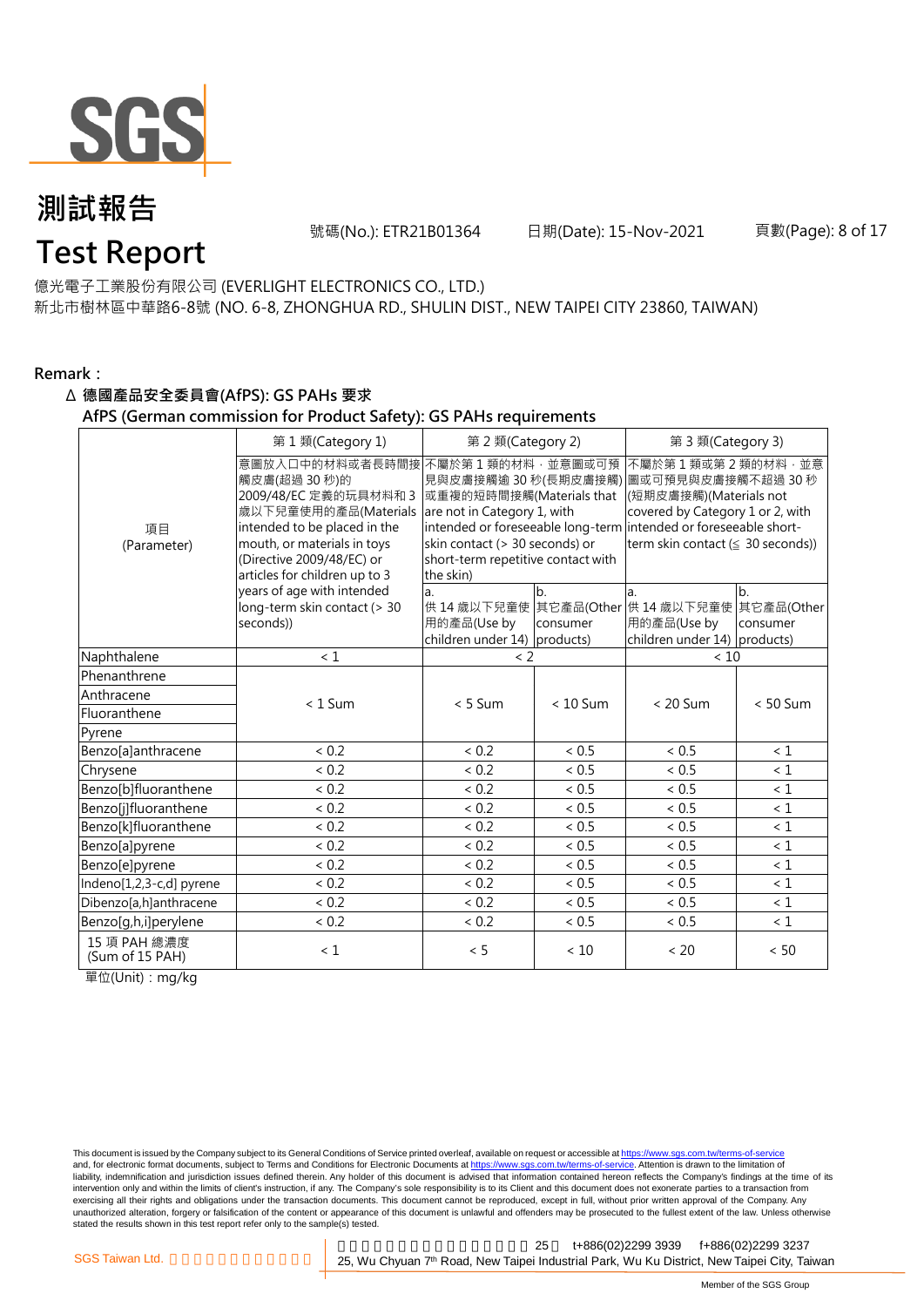億光電子工業股份有限公司 (EVERLIGHT ELECTRONICS CO., LTD.)
新北市樹林區中華路6-8號 (NO. 6-8, ZHONGHUA RD., SHULIN DIST., NEW TAIPEI CITY 23860, TAIWAN)

**Remark：**

**Δ 德國產品安全委員會(AfPS): GS PAHs 要求**
**AfPS (German commission for Product Safety): GS PAHs requirements**

| 項目 (Parameter) | 第 1 類(Category 1) | 第 2 類(Category 2) | | 第 3 類(Category 3) | |
|---|---|---|---|---|---|
| | 意圖放入口中的材料或者長時間接觸皮膚(超過 30 秒)的 2009/48/EC 定義的玩具材料和 3 歲以下兒童使用的產品(Materials intended to be placed in the mouth, or materials in toys (Directive 2009/48/EC) or articles for children up to 3 years of age with intended long-term skin contact (> 30 seconds)) | 不屬於第 1 類的材料，並意圖或可預見與皮膚接觸逾 30 秒(長期皮膚接觸)或重複的短時間接觸(Materials that are not in Category 1, with intended or foreseeable long-term skin contact (> 30 seconds) or short-term repetitive contact with the skin) | | 不屬於第 1 類或第 2 類的材料，並意圖或可預見與皮膚接觸不超過 30 秒(短期皮膚接觸)(Materials not covered by Category 1 or 2, with intended or foreseeable short-term skin contact (≦ 30 seconds)) | |
| | | a. 供 14 歲以下兒童使用的產品(Use by children under 14) | b. 其它產品(Other consumer products) | a. 供 14 歲以下兒童使用的產品(Use by children under 14) | b. 其它產品(Other consumer products) |
| Naphthalene | < 1 | < 2 | | < 10 | |
| Phenanthrene | < 1 Sum | < 5 Sum | < 10 Sum | < 20 Sum | < 50 Sum |
| Anthracene | | | | | |
| Fluoranthene | | | | | |
| Pyrene | | | | | |
| Benzo[a]anthracene | < 0.2 | < 0.2 | < 0.5 | < 0.5 | < 1 |
| Chrysene | < 0.2 | < 0.2 | < 0.5 | < 0.5 | < 1 |
| Benzo[b]fluoranthene | < 0.2 | < 0.2 | < 0.5 | < 0.5 | < 1 |
| Benzo[j]fluoranthene | < 0.2 | < 0.2 | < 0.5 | < 0.5 | < 1 |
| Benzo[k]fluoranthene | < 0.2 | < 0.2 | < 0.5 | < 0.5 | < 1 |
| Benzo[a]pyrene | < 0.2 | < 0.2 | < 0.5 | < 0.5 | < 1 |
| Benzo[e]pyrene | < 0.2 | < 0.2 | < 0.5 | < 0.5 | < 1 |
| Indeno[1,2,3-c,d] pyrene | < 0.2 | < 0.2 | < 0.5 | < 0.5 | < 1 |
| Dibenzo[a,h]anthracene | < 0.2 | < 0.2 | < 0.5 | < 0.5 | < 1 |
| Benzo[g,h,i]perylene | < 0.2 | < 0.2 | < 0.5 | < 0.5 | < 1 |
| 15 項 PAH 總濃度 (Sum of 15 PAH) | < 1 | < 5 | < 10 | < 20 | < 50 |

單位(Unit)：mg/kg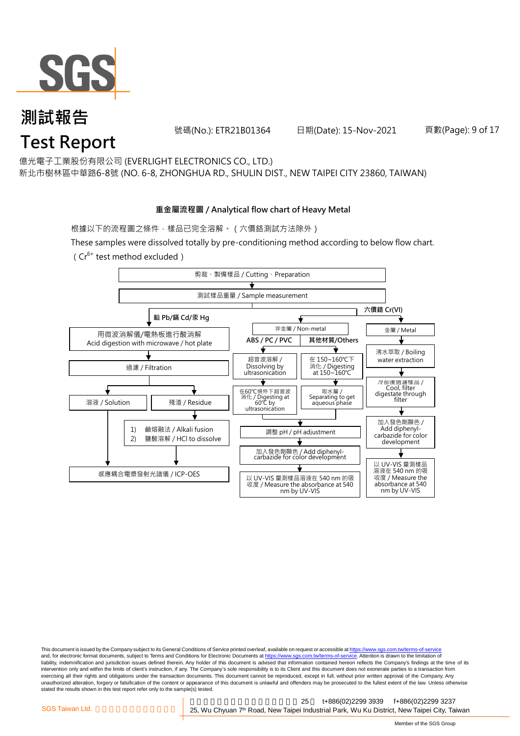# 測試報告
# Test Report

號碼(No.): ETR21B01364　　日期(Date): 15-Nov-2021

億光電子工業股份有限公司 (EVERLIGHT ELECTRONICS CO., LTD.)
新北市樹林區中華路6-8號 (NO. 6-8, ZHONGHUA RD., SHULIN DIST., NEW TAIPEI CITY 23860, TAIWAN)

### 重金屬流程圖 / Analytical flow chart of Heavy Metal

根據以下的流程圖之條件，樣品已完全溶解。（六價鉻測試方法除外）

These samples were dissolved totally by pre-conditioning method according to below flow chart.
（$Cr^{6+}$ test method excluded）

剪裁、製備樣品 / Cutting、Preparation
↓
測試樣品重量 / Sample measurement

**鉛 Pb/鎘 Cd/汞 Hg**
- 用微波消解儀/電熱板進行酸消解 Acid digestion with microwave / hot plate
- ↓ 過濾 / Filtration
- ↓ 溶液 / Solution → 感應耦合電漿發射光譜儀 / ICP-OES
- ↓ 殘渣 / Residue → 1) 鹼熔融法 / Alkali fusion 2) 鹽酸溶解 / HCl to dissolve → 感應耦合電漿發射光譜儀 / ICP-OES

**六價鉻 Cr(VI)**

非金屬 / Non-metal
- **ABS / PC / PVC**: 超音波溶解 / Dissolving by ultrasonication → 在60℃條件下超音波消化 / Digesting at 60℃ by ultrasonication
- **其他材質/Others**: 在 150~160℃下消化 / Digesting at 150~160℃ → 取水層 / Separating to get aqueous phase
- → 調整 pH / pH adjustment
- → 加入發色劑顯色 / Add diphenyl-carbazide for color development
- → 以 UV-VIS 量測樣品溶液在 540 nm 的吸收度 / Measure the absorbance at 540 nm by UV-VIS

金屬 / Metal
- 沸水萃取 / Boiling water extraction
- → 冷卻後過濾樣品 / Cool, filter digestate through filter
- → 加入發色劑顯色 / Add diphenyl-carbazide for color development
- → 以 UV-VIS 量測樣品溶液在 540 nm 的吸收度 / Measure the absorbance at 540 nm by UV-VIS

This document is issued by the Company subject to its General Conditions of Service printed overleaf, available on request or accessible at https://www.sgs.com.tw/terms-of-service and, for electronic format documents, subject to Terms and Conditions for Electronic Documents at https://www.sgs.com.tw/terms-of-service. Attention is drawn to the limitation of liability, indemnification and jurisdiction issues defined therein. Any holder of this document is advised that information contained hereon reflects the Company's findings at the time of its intervention only and within the limits of client's instruction, if any. The Company's sole responsibility is to its Client and this document does not exonerate parties to a transaction from exercising all their rights and obligations under the transaction documents. This document cannot be reproduced, except in full, without prior written approval of the Company. Any unauthorized alteration, forgery or falsification of the content or appearance of this document is unlawful and offenders may be prosecuted to the fullest extent of the law. Unless otherwise stated the results shown in this test report refer only to the sample(s) tested.

SGS Taiwan Ltd. 25, Wu Chyuan 7th Road, New Taipei Industrial Park, Wu Ku District, New Taipei City, Taiwan t+886(02)2299 3939 f+886(02)2299 3237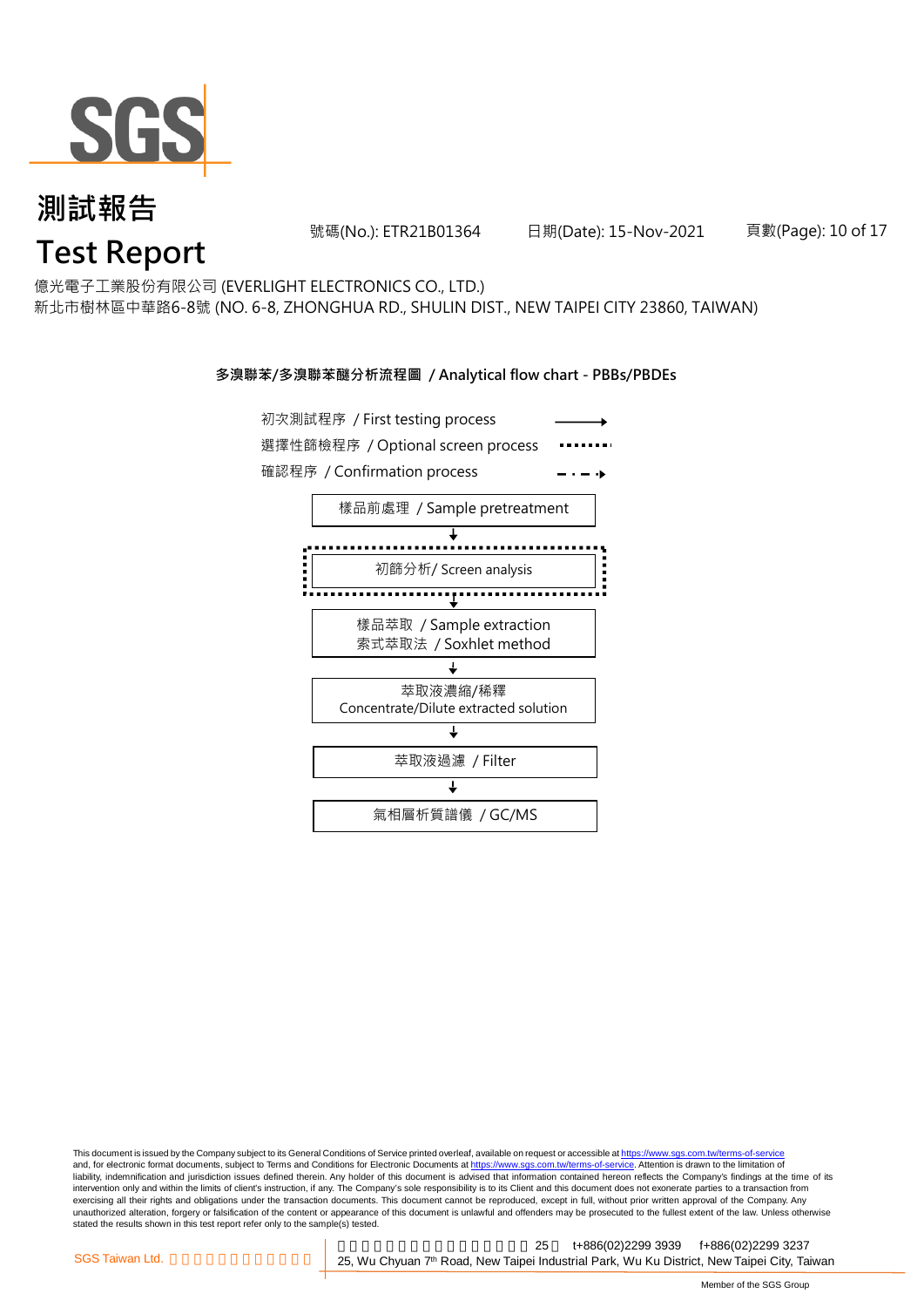億光電子工業股份有限公司 (EVERLIGHT ELECTRONICS CO., LTD.)
新北市樹林區中華路6-8號 (NO. 6-8, ZHONGHUA RD., SHULIN DIST., NEW TAIPEI CITY 23860, TAIWAN)

## 多溴聯苯/多溴聯苯醚分析流程圖 / Analytical flow chart - PBBs/PBDEs

- 初次測試程序 / First testing process →
- 選擇性篩檢程序 / Optional screen process ········
- 確認程序 / Confirmation process – · – ·→

1. 樣品前處理 / Sample pretreatment
2. 初篩分析/ Screen analysis
3. 樣品萃取 / Sample extraction
   索式萃取法 / Soxhlet method
4. 萃取液濃縮/稀釋
   Concentrate/Dilute extracted solution
5. 萃取液過濾 / Filter
6. 氣相層析質譜儀 / GC/MS

This document is issued by the Company subject to its General Conditions of Service printed overleaf, available on request or accessible at https://www.sgs.com.tw/terms-of-service and, for electronic format documents, subject to Terms and Conditions for Electronic Documents at https://www.sgs.com.tw/terms-of-service. Attention is drawn to the limitation of liability, indemnification and jurisdiction issues defined therein. Any holder of this document is advised that information contained hereon reflects the Company's findings at the time of its intervention only and within the limits of client's instruction, if any. The Company's sole responsibility is to its Client and this document does not exonerate parties to a transaction from exercising all their rights and obligations under the transaction documents. This document cannot be reproduced, except in full, without prior written approval of the Company. Any unauthorized alteration, forgery or falsification of the content or appearance of this document is unlawful and offenders may be prosecuted to the fullest extent of the law. Unless otherwise stated the results shown in this test report refer only to the sample(s) tested.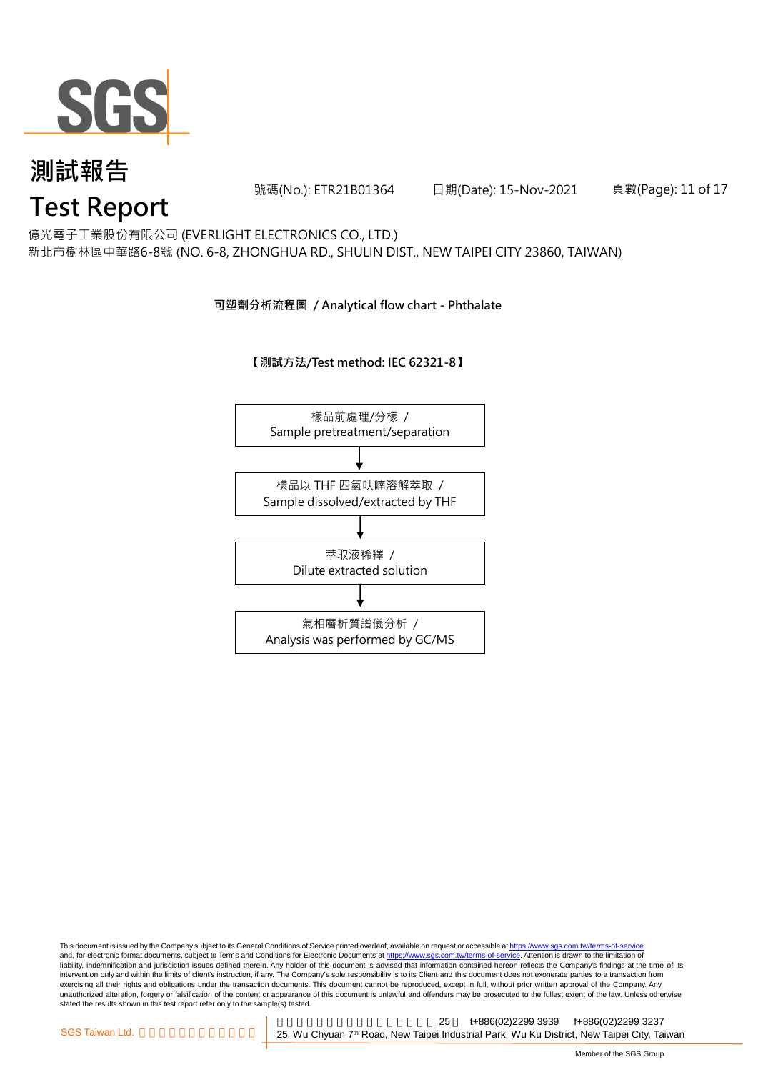# 測試報告
# Test Report

號碼(No.): ETR21B01364　　日期(Date): 15-Nov-2021

億光電子工業股份有限公司 (EVERLIGHT ELECTRONICS CO., LTD.)
新北市樹林區中華路6-8號 (NO. 6-8, ZHONGHUA RD., SHULIN DIST., NEW TAIPEI CITY 23860, TAIWAN)

**可塑劑分析流程圖 / Analytical flow chart - Phthalate**

**【測試方法/Test method: IEC 62321-8】**

樣品前處理/分樣 / Sample pretreatment/separation

↓

樣品以 THF 四氫呋喃溶解萃取 / Sample dissolved/extracted by THF

↓

萃取液稀釋 / Dilute extracted solution

↓

氣相層析質譜儀分析 / Analysis was performed by GC/MS

This document is issued by the Company subject to its General Conditions of Service printed overleaf, available on request or accessible at https://www.sgs.com.tw/terms-of-service and, for electronic format documents, subject to Terms and Conditions for Electronic Documents at https://www.sgs.com.tw/terms-of-service. Attention is drawn to the limitation of liability, indemnification and jurisdiction issues defined therein. Any holder of this document is advised that information contained hereon reflects the Company's findings at the time of its intervention only and within the limits of client's instruction, if any. The Company's sole responsibility is to its Client and this document does not exonerate parties to a transaction from exercising all their rights and obligations under the transaction documents. This document cannot be reproduced, except in full, without prior written approval of the Company. Any unauthorized alteration, forgery or falsification of the content or appearance of this document is unlawful and offenders may be prosecuted to the fullest extent of the law. Unless otherwise stated the results shown in this test report refer only to the sample(s) tested.

SGS Taiwan Ltd. | 25, Wu Chyuan 7th Road, New Taipei Industrial Park, Wu Ku District, New Taipei City, Taiwan　t+886(02)2299 3939　f+886(02)2299 3237

Member of the SGS Group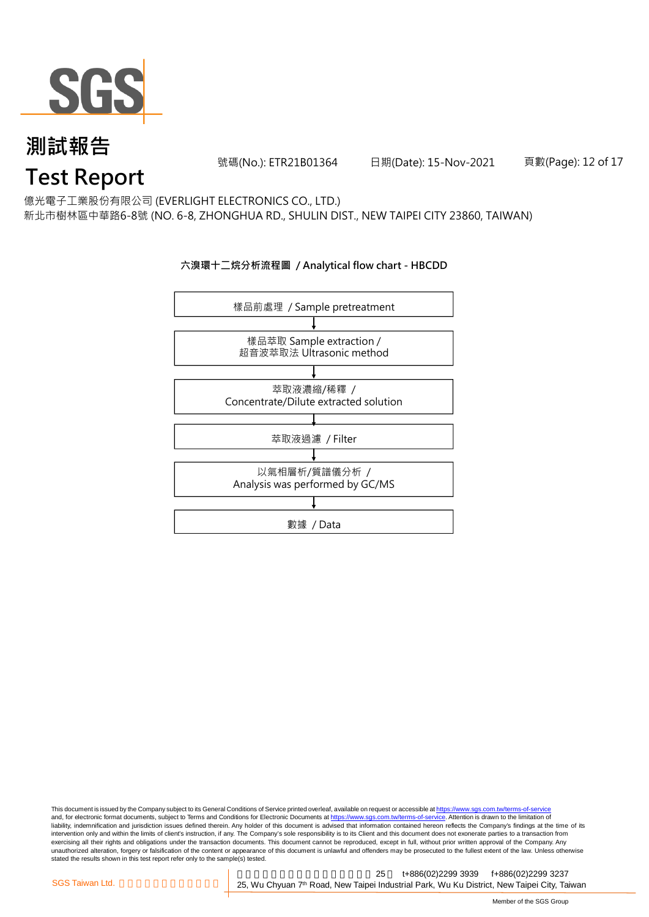# 測試報告

# Test Report

號碼(No.): ETR21B01364　　日期(Date): 15-Nov-2021

億光電子工業股份有限公司 (EVERLIGHT ELECTRONICS CO., LTD.)
新北市樹林區中華路6-8號 (NO. 6-8, ZHONGHUA RD., SHULIN DIST., NEW TAIPEI CITY 23860, TAIWAN)

**六溴環十二烷分析流程圖 / Analytical flow chart - HBCDD**

樣品前處理 / Sample pretreatment

↓

樣品萃取 Sample extraction /
超音波萃取法 Ultrasonic method

↓

萃取液濃縮/稀釋 /
Concentrate/Dilute extracted solution

↓

萃取液過濾 / Filter

↓

以氣相層析/質譜儀分析 /
Analysis was performed by GC/MS

↓

數據 / Data

This document is issued by the Company subject to its General Conditions of Service printed overleaf, available on request or accessible at https://www.sgs.com.tw/terms-of-service and, for electronic format documents, subject to Terms and Conditions for Electronic Documents at https://www.sgs.com.tw/terms-of-service. Attention is drawn to the limitation of liability, indemnification and jurisdiction issues defined therein. Any holder of this document is advised that information contained hereon reflects the Company's findings at the time of its intervention only and within the limits of client's instruction, if any. The Company's sole responsibility is to its Client and this document does not exonerate parties to a transaction from exercising all their rights and obligations under the transaction documents. This document cannot be reproduced, except in full, without prior written approval of the Company. Any unauthorized alteration, forgery or falsification of the content or appearance of this document is unlawful and offenders may be prosecuted to the fullest extent of the law. Unless otherwise stated the results shown in this test report refer only to the sample(s) tested.

SGS Taiwan Ltd. 25, Wu Chyuan 7th Road, New Taipei Industrial Park, Wu Ku District, New Taipei City, Taiwan　t+886(02)2299 3939　f+886(02)2299 3237

Member of the SGS Group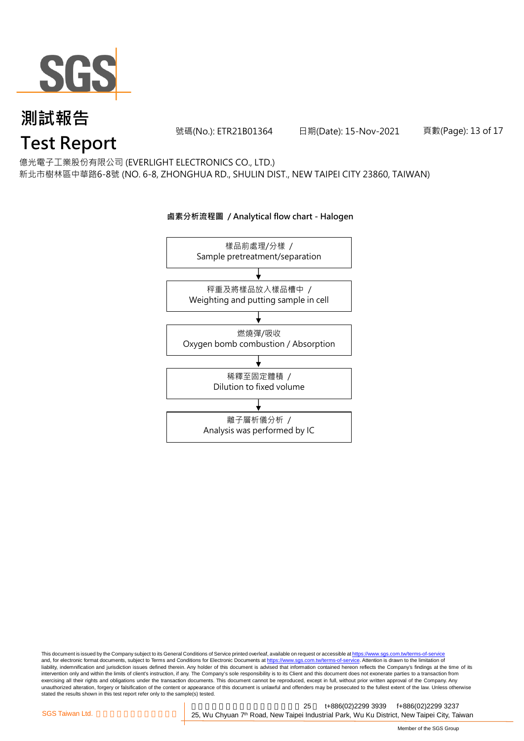億光電子工業股份有限公司 (EVERLIGHT ELECTRONICS CO., LTD.)
新北市樹林區中華路6-8號 (NO. 6-8, ZHONGHUA RD., SHULIN DIST., NEW TAIPEI CITY 23860, TAIWAN)

**鹵素分析流程圖 / Analytical flow chart - Halogen**

樣品前處理/分樣 / Sample pretreatment/separation

↓

秤重及將樣品放入樣品槽中 / Weighting and putting sample in cell

↓

燃燒彈/吸收 Oxygen bomb combustion / Absorption

↓

稀釋至固定體積 / Dilution to fixed volume

↓

離子層析儀分析 / Analysis was performed by IC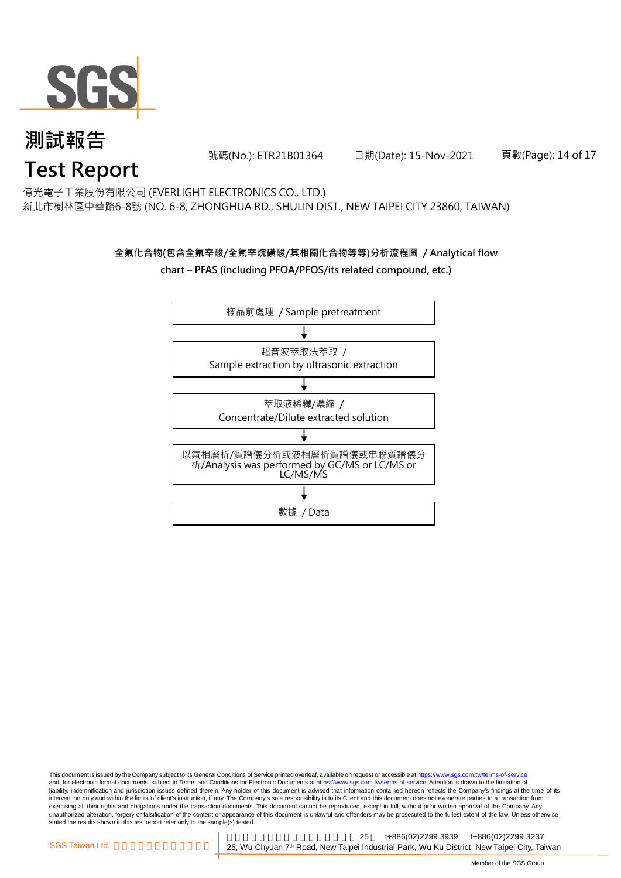# 測試報告
# Test Report

號碼(No.): ETR21B01364　　日期(Date): 15-Nov-2021

億光電子工業股份有限公司 (EVERLIGHT ELECTRONICS CO., LTD.)
新北市樹林區中華路6-8號 (NO. 6-8, ZHONGHUA RD., SHULIN DIST., NEW TAIPEI CITY 23860, TAIWAN)

**全氟化合物(包含全氟辛酸/全氟辛烷磺酸/其相關化合物等等)分析流程圖 / Analytical flow chart – PFAS (including PFOA/PFOS/its related compound, etc.)**

樣品前處理 / Sample pretreatment

↓

超音波萃取法萃取 / Sample extraction by ultrasonic extraction

↓

萃取液稀釋/濃縮 / Concentrate/Dilute extracted solution

↓

以氣相層析/質譜儀分析或液相層析質譜儀或串聯質譜儀分析/Analysis was performed by GC/MS or LC/MS or LC/MS/MS

↓

數據 / Data

This document is issued by the Company subject to its General Conditions of Service printed overleaf, available on request or accessible at https://www.sgs.com.tw/terms-of-service and, for electronic format documents, subject to Terms and Conditions for Electronic Documents at https://www.sgs.com.tw/terms-of-service. Attention is drawn to the limitation of liability, indemnification and jurisdiction issues defined therein. Any holder of this document is advised that information contained hereon reflects the Company's findings at the time of its intervention only and within the limits of client's instruction, if any. The Company's sole responsibility is to its Client and this document does not exonerate parties to a transaction from exercising all their rights and obligations under the transaction documents. This document cannot be reproduced, except in full, without prior written approval of the Company. Any unauthorized alteration, forgery or falsification of the content or appearance of this document is unlawful and offenders may be prosecuted to the fullest extent of the law. Unless otherwise stated the results shown in this test report refer only to the sample(s) tested.

SGS Taiwan Ltd. | 25 t+886(02)2299 3939 f+886(02)2299 3237
25, Wu Chyuan 7th Road, New Taipei Industrial Park, Wu Ku District, New Taipei City, Taiwan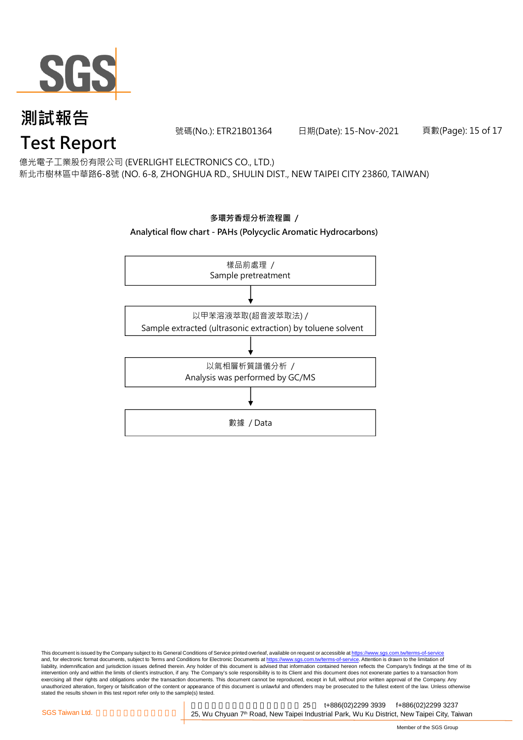# 測試報告

# Test Report

號碼(No.): ETR21B01364　　日期(Date): 15-Nov-2021

億光電子工業股份有限公司 (EVERLIGHT ELECTRONICS CO., LTD.)
新北市樹林區中華路6-8號 (NO. 6-8, ZHONGHUA RD., SHULIN DIST., NEW TAIPEI CITY 23860, TAIWAN)

**多環芳香烴分析流程圖 /**
**Analytical flow chart - PAHs (Polycyclic Aromatic Hydrocarbons)**

樣品前處理 /
Sample pretreatment

↓

以甲苯溶液萃取(超音波萃取法) /
Sample extracted (ultrasonic extraction) by toluene solvent

↓

以氣相層析質譜儀分析 /
Analysis was performed by GC/MS

↓

數據 / Data

This document is issued by the Company subject to its General Conditions of Service printed overleaf, available on request or accessible at https://www.sgs.com.tw/terms-of-service and, for electronic format documents, subject to Terms and Conditions for Electronic Documents at https://www.sgs.com.tw/terms-of-service. Attention is drawn to the limitation of liability, indemnification and jurisdiction issues defined therein. Any holder of this document is advised that information contained hereon reflects the Company's findings at the time of its intervention only and within the limits of client's instruction, if any. The Company's sole responsibility is to its Client and this document does not exonerate parties to a transaction from exercising all their rights and obligations under the transaction documents. This document cannot be reproduced, except in full, without prior written approval of the Company. Any unauthorized alteration, forgery or falsification of the content or appearance of this document is unlawful and offenders may be prosecuted to the fullest extent of the law. Unless otherwise stated the results shown in this test report refer only to the sample(s) tested.

SGS Taiwan Ltd.　25, Wu Chyuan 7th Road, New Taipei Industrial Park, Wu Ku District, New Taipei City, Taiwan　t+886(02)2299 3939　f+886(02)2299 3237

Member of the SGS Group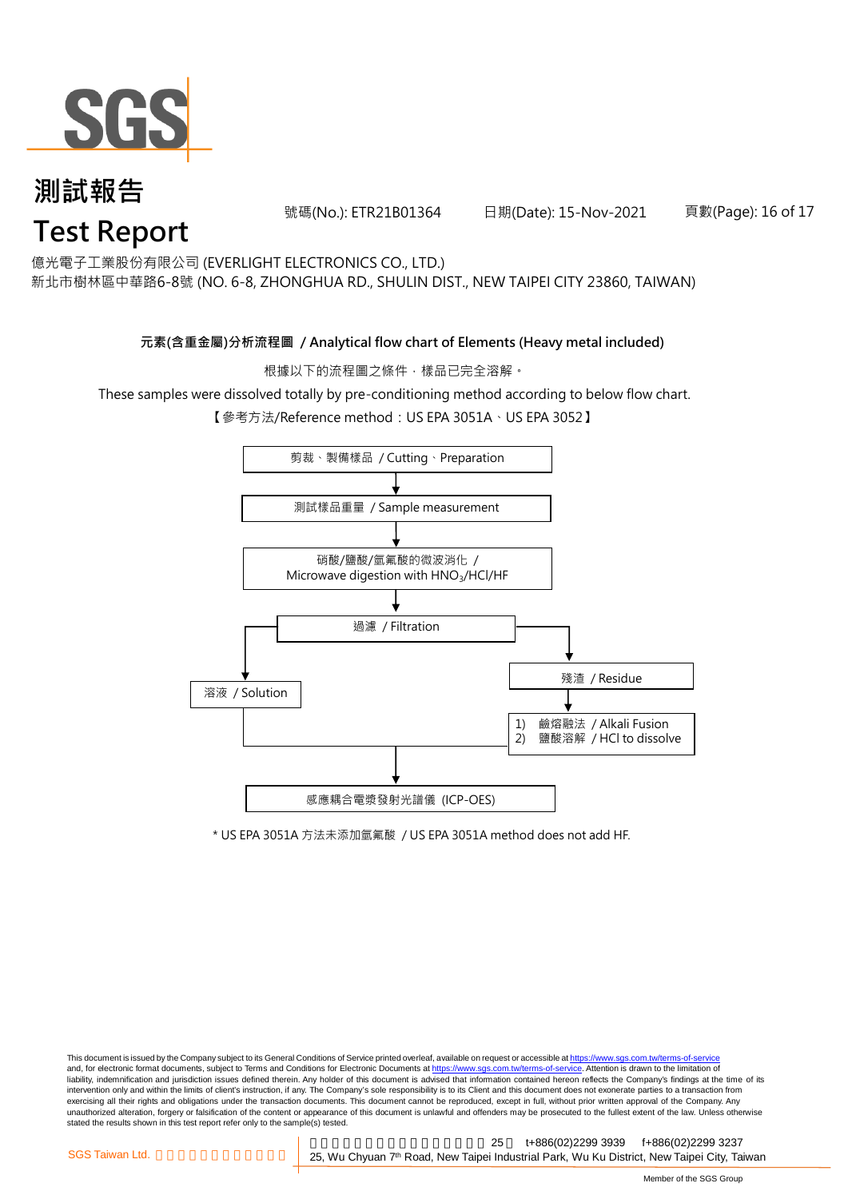# 測試報告

# Test Report

號碼(No.): ETR21B01364　　日期(Date): 15-Nov-2021

億光電子工業股份有限公司 (EVERLIGHT ELECTRONICS CO., LTD.)
新北市樹林區中華路6-8號 (NO. 6-8, ZHONGHUA RD., SHULIN DIST., NEW TAIPEI CITY 23860, TAIWAN)

**元素(含重金屬)分析流程圖 / Analytical flow chart of Elements (Heavy metal included)**

根據以下的流程圖之條件，樣品已完全溶解。

These samples were dissolved totally by pre-conditioning method according to below flow chart.

【參考方法/Reference method：US EPA 3051A、US EPA 3052】

剪裁、製備樣品 / Cutting、Preparation

↓

測試樣品重量 / Sample measurement

↓

硝酸/鹽酸/氫氟酸的微波消化 / Microwave digestion with $HNO_3$/HCl/HF

↓

過濾 / Filtration

- → 溶液 / Solution
- → 殘渣 / Residue
  - ↓
  - 1) 鹼熔融法 / Alkali Fusion
  - 2) 鹽酸溶解 / HCl to dissolve

↓

感應耦合電漿發射光譜儀 (ICP-OES)

\* US EPA 3051A 方法未添加氫氟酸 / US EPA 3051A method does not add HF.

This document is issued by the Company subject to its General Conditions of Service printed overleaf, available on request or accessible at https://www.sgs.com.tw/terms-of-service and, for electronic format documents, subject to Terms and Conditions for Electronic Documents at https://www.sgs.com.tw/terms-of-service. Attention is drawn to the limitation of liability, indemnification and jurisdiction issues defined therein. Any holder of this document is advised that information contained hereon reflects the Company's findings at the time of its intervention only and within the limits of client's instruction, if any. The Company's sole responsibility is to its Client and this document does not exonerate parties to a transaction from exercising all their rights and obligations under the transaction documents. This document cannot be reproduced, except in full, without prior written approval of the Company. Any unauthorized alteration, forgery or falsification of the content or appearance of this document is unlawful and offenders may be prosecuted to the fullest extent of the law. Unless otherwise stated the results shown in this test report refer only to the sample(s) tested.

SGS Taiwan Ltd. | 25, Wu Chyuan 7th Road, New Taipei Industrial Park, Wu Ku District, New Taipei City, Taiwan | t+886(02)2299 3939 | f+886(02)2299 3237

Member of the SGS Group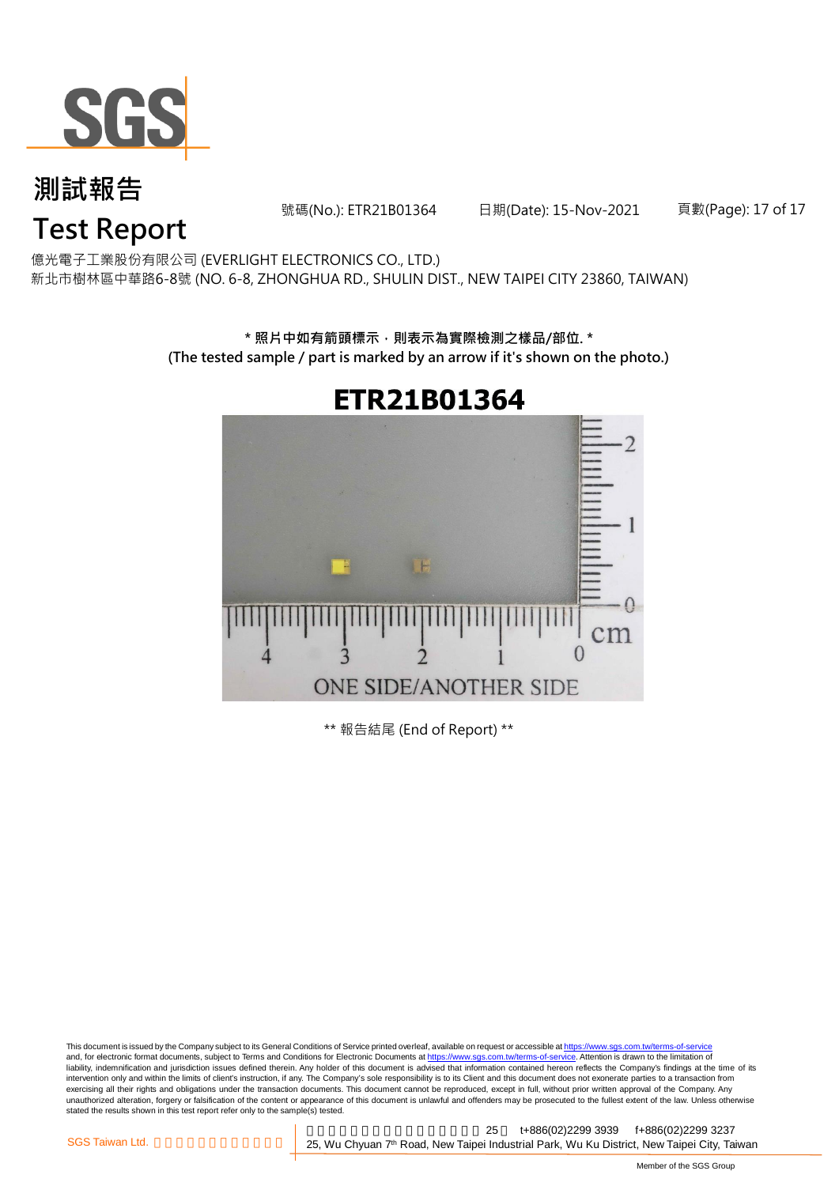# 測試報告

# Test Report

號碼(No.): ETR21B01364　日期(Date): 15-Nov-2021

億光電子工業股份有限公司 (EVERLIGHT ELECTRONICS CO., LTD.)
新北市樹林區中華路6-8號 (NO. 6-8, ZHONGHUA RD., SHULIN DIST., NEW TAIPEI CITY 23860, TAIWAN)

**\* 照片中如有箭頭標示，則表示為實際檢測之樣品/部位. \***
**(The tested sample / part is marked by an arrow if it's shown on the photo.)**

**ETR21B01364**

ONE SIDE/ANOTHER SIDE

** 報告結尾 (End of Report) **

This document is issued by the Company subject to its General Conditions of Service printed overleaf, available on request or accessible at https://www.sgs.com.tw/terms-of-service and, for electronic format documents, subject to Terms and Conditions for Electronic Documents at https://www.sgs.com.tw/terms-of-service. Attention is drawn to the limitation of liability, indemnification and jurisdiction issues defined therein. Any holder of this document is advised that information contained hereon reflects the Company's findings at the time of its intervention only and within the limits of client's instruction, if any. The Company's sole responsibility is to its Client and this document does not exonerate parties to a transaction from exercising all their rights and obligations under the transaction documents. This document cannot be reproduced, except in full, without prior written approval of the Company. Any unauthorized alteration, forgery or falsification of the content or appearance of this document is unlawful and offenders may be prosecuted to the fullest extent of the law. Unless otherwise stated the results shown in this test report refer only to the sample(s) tested.

SGS Taiwan Ltd. 25 t+886(02)2299 3939 f+886(02)2299 3237
25, Wu Chyuan 7th Road, New Taipei Industrial Park, Wu Ku District, New Taipei City, Taiwan

Member of the SGS Group